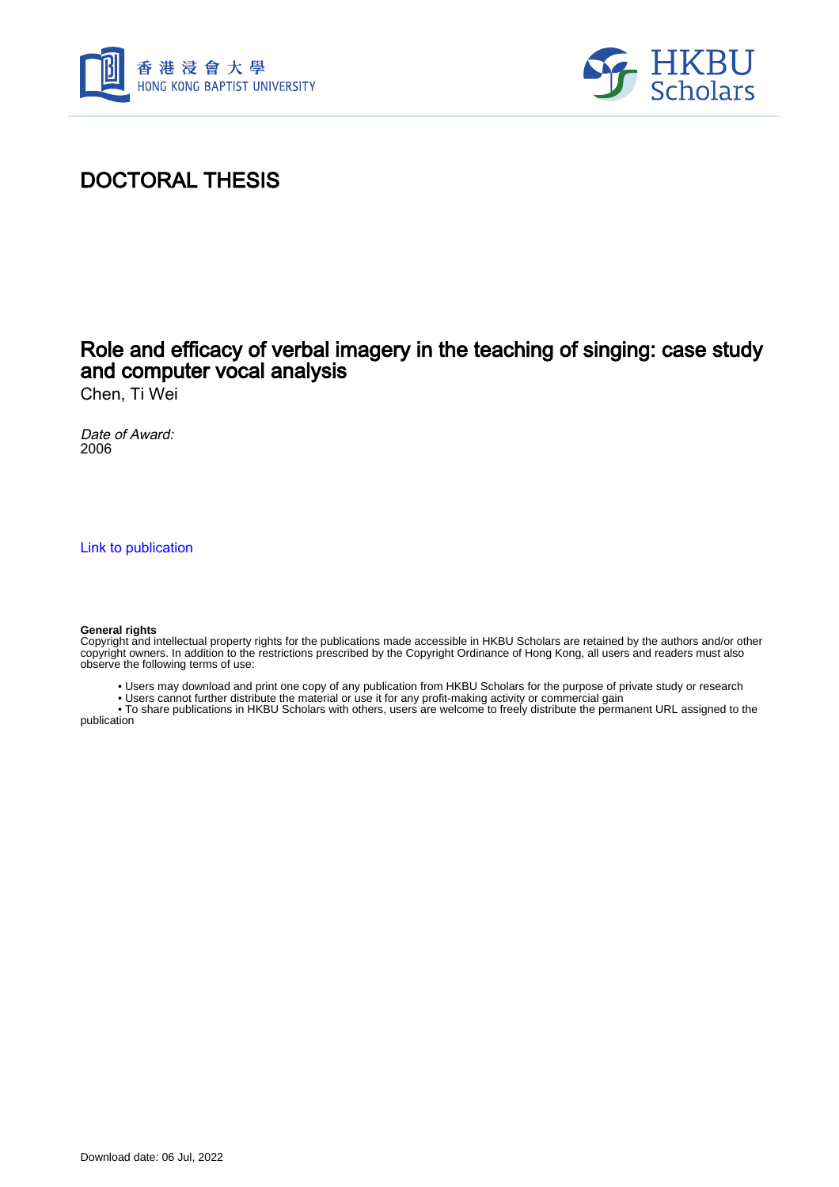# DOCTORAL THESIS

## Role and efficacy of verbal imagery in the teaching of singing: case study and computer vocal analysis

Chen, Ti Wei

*Date of Award:*
2006

Link to publication

**General rights**
Copyright and intellectual property rights for the publications made accessible in HKBU Scholars are retained by the authors and/or other copyright owners. In addition to the restrictions prescribed by the Copyright Ordinance of Hong Kong, all users and readers must also observe the following terms of use:

- Users may download and print one copy of any publication from HKBU Scholars for the purpose of private study or research
- Users cannot further distribute the material or use it for any profit-making activity or commercial gain
- To share publications in HKBU Scholars with others, users are welcome to freely distribute the permanent URL assigned to the publication

Download date: 06 Jul, 2022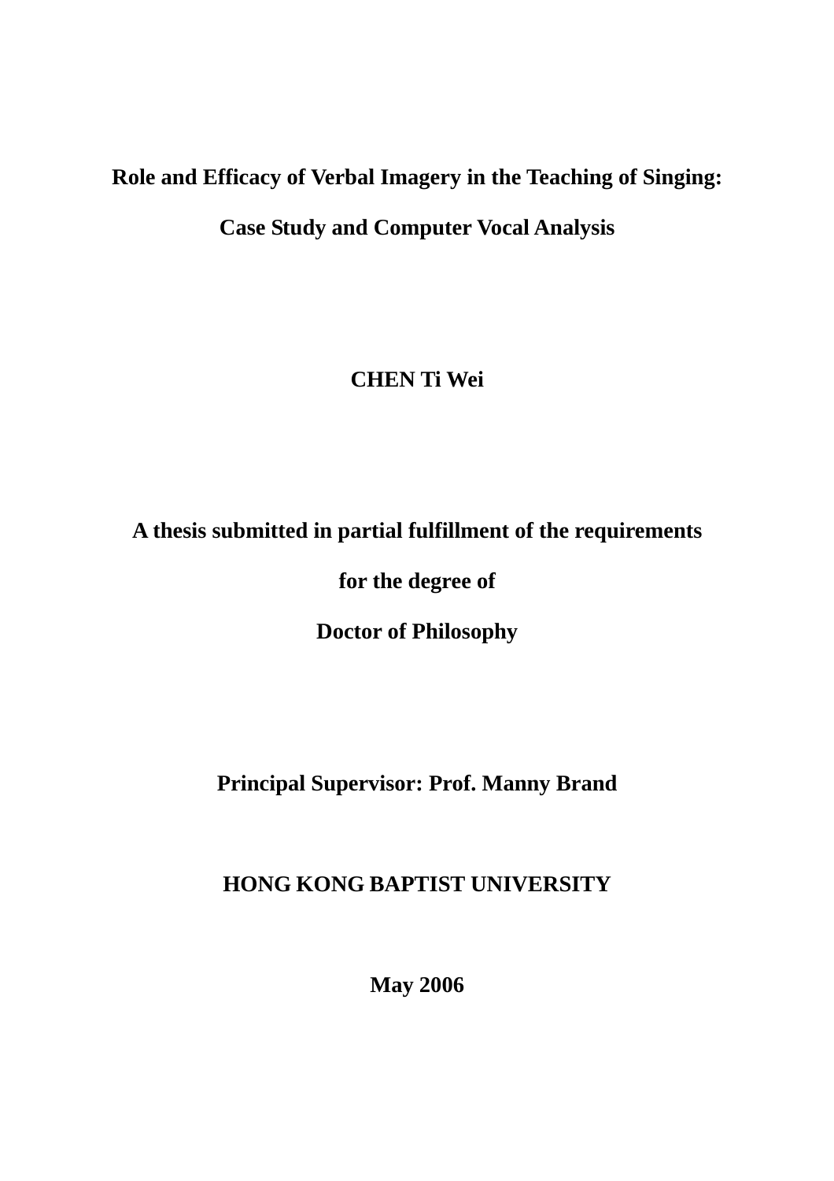# Role and Efficacy of Verbal Imagery in the Teaching of Singing:

# Case Study and Computer Vocal Analysis

**CHEN Ti Wei**

**A thesis submitted in partial fulfillment of the requirements**

**for the degree of**

**Doctor of Philosophy**

**Principal Supervisor: Prof. Manny Brand**

**HONG KONG BAPTIST UNIVERSITY**

**May 2006**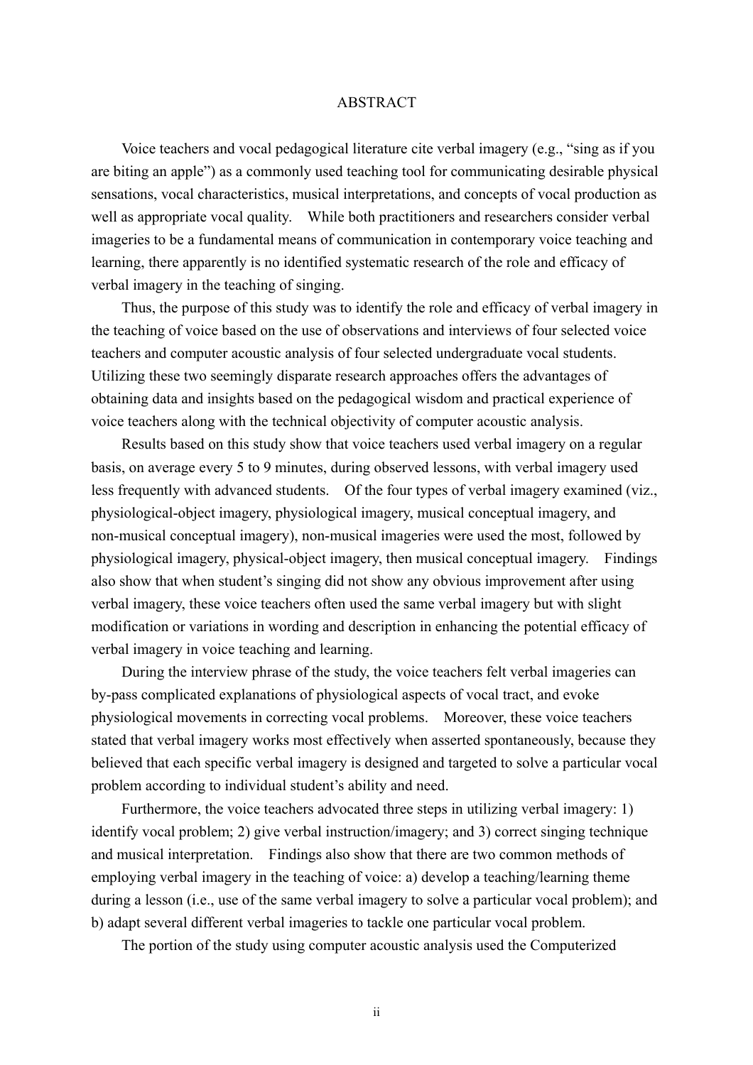# ABSTRACT

Voice teachers and vocal pedagogical literature cite verbal imagery (e.g., "sing as if you are biting an apple") as a commonly used teaching tool for communicating desirable physical sensations, vocal characteristics, musical interpretations, and concepts of vocal production as well as appropriate vocal quality. While both practitioners and researchers consider verbal imageries to be a fundamental means of communication in contemporary voice teaching and learning, there apparently is no identified systematic research of the role and efficacy of verbal imagery in the teaching of singing.

Thus, the purpose of this study was to identify the role and efficacy of verbal imagery in the teaching of voice based on the use of observations and interviews of four selected voice teachers and computer acoustic analysis of four selected undergraduate vocal students. Utilizing these two seemingly disparate research approaches offers the advantages of obtaining data and insights based on the pedagogical wisdom and practical experience of voice teachers along with the technical objectivity of computer acoustic analysis.

Results based on this study show that voice teachers used verbal imagery on a regular basis, on average every 5 to 9 minutes, during observed lessons, with verbal imagery used less frequently with advanced students. Of the four types of verbal imagery examined (viz., physiological-object imagery, physiological imagery, musical conceptual imagery, and non-musical conceptual imagery), non-musical imageries were used the most, followed by physiological imagery, physical-object imagery, then musical conceptual imagery. Findings also show that when student's singing did not show any obvious improvement after using verbal imagery, these voice teachers often used the same verbal imagery but with slight modification or variations in wording and description in enhancing the potential efficacy of verbal imagery in voice teaching and learning.

During the interview phrase of the study, the voice teachers felt verbal imageries can by-pass complicated explanations of physiological aspects of vocal tract, and evoke physiological movements in correcting vocal problems. Moreover, these voice teachers stated that verbal imagery works most effectively when asserted spontaneously, because they believed that each specific verbal imagery is designed and targeted to solve a particular vocal problem according to individual student's ability and need.

Furthermore, the voice teachers advocated three steps in utilizing verbal imagery: 1) identify vocal problem; 2) give verbal instruction/imagery; and 3) correct singing technique and musical interpretation. Findings also show that there are two common methods of employing verbal imagery in the teaching of voice: a) develop a teaching/learning theme during a lesson (i.e., use of the same verbal imagery to solve a particular vocal problem); and b) adapt several different verbal imageries to tackle one particular vocal problem.

The portion of the study using computer acoustic analysis used the Computerized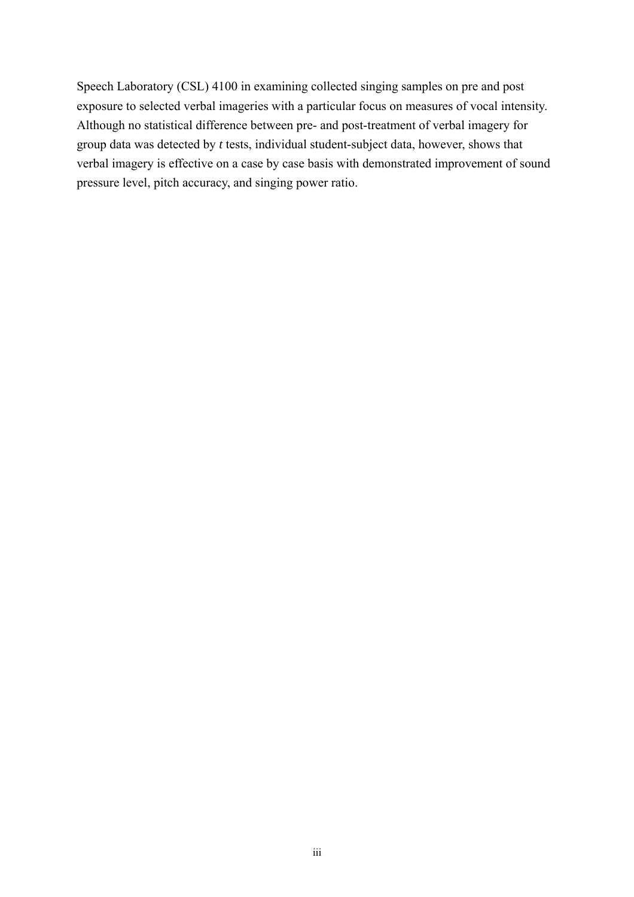Speech Laboratory (CSL) 4100 in examining collected singing samples on pre and post exposure to selected verbal imageries with a particular focus on measures of vocal intensity. Although no statistical difference between pre- and post-treatment of verbal imagery for group data was detected by *t* tests, individual student-subject data, however, shows that verbal imagery is effective on a case by case basis with demonstrated improvement of sound pressure level, pitch accuracy, and singing power ratio.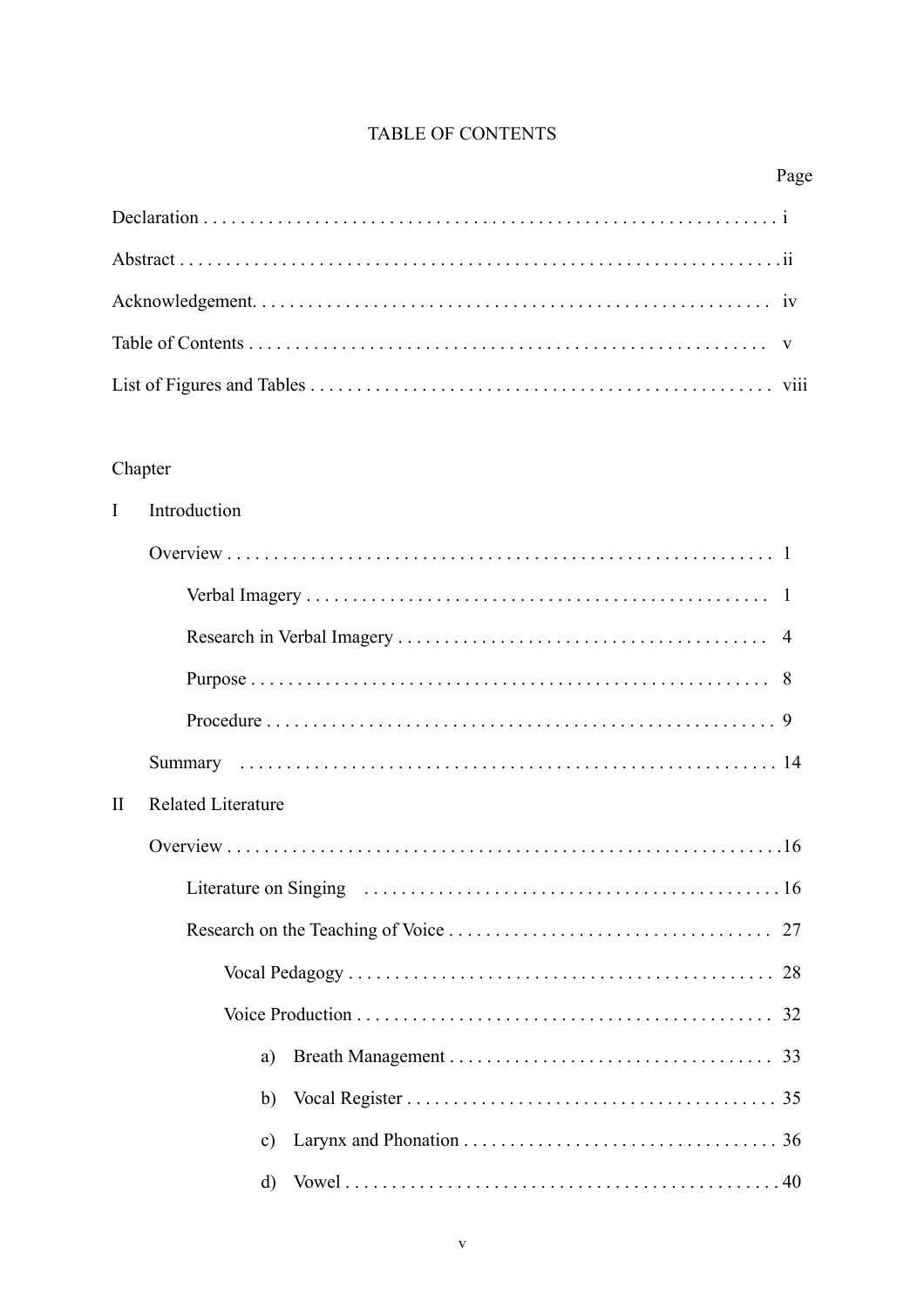# TABLE OF CONTENTS

| | Page |
|---|---|
| Declaration | i |
| Abstract | ii |
| Acknowledgement | iv |
| Table of Contents | v |
| List of Figures and Tables | viii |

Chapter

I Introduction

| | Page |
|---|---|
| Overview | 1 |
| Verbal Imagery | 1 |
| Research in Verbal Imagery | 4 |
| Purpose | 8 |
| Procedure | 9 |
| Summary | 14 |

II Related Literature

| | Page |
|---|---|
| Overview | 16 |
| Literature on Singing | 16 |
| Research on the Teaching of Voice | 27 |
| Vocal Pedagogy | 28 |
| Voice Production | 32 |
| a) Breath Management | 33 |
| b) Vocal Register | 35 |
| c) Larynx and Phonation | 36 |
| d) Vowel | 40 |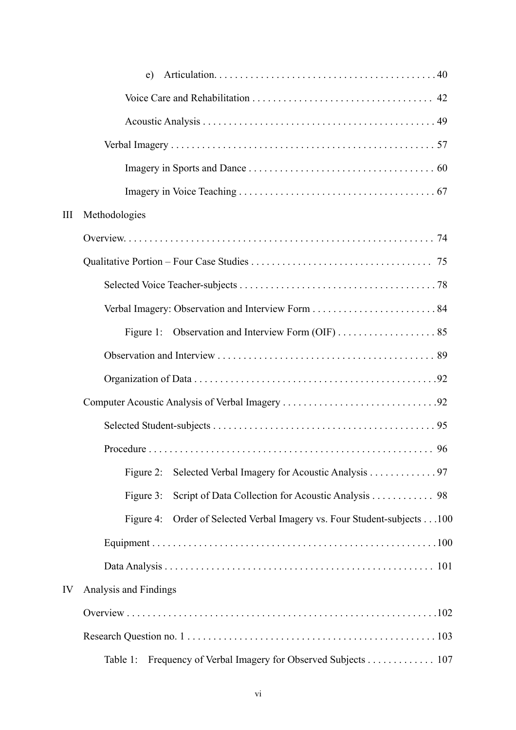e) Articulation. . . . . . . . . . . . . . . . . . . . . . . . . . . . . . . . . . . . . . . . . . 40

Voice Care and Rehabilitation . . . . . . . . . . . . . . . . . . . . . . . . . . . . . . . . . . 42

Acoustic Analysis . . . . . . . . . . . . . . . . . . . . . . . . . . . . . . . . . . . . . . . . . . . . 49

Verbal Imagery . . . . . . . . . . . . . . . . . . . . . . . . . . . . . . . . . . . . . . . . . . . . . . . . . . 57

Imagery in Sports and Dance . . . . . . . . . . . . . . . . . . . . . . . . . . . . . . . . . . . . 60

Imagery in Voice Teaching . . . . . . . . . . . . . . . . . . . . . . . . . . . . . . . . . . . . . . 67

III Methodologies

Overview. . . . . . . . . . . . . . . . . . . . . . . . . . . . . . . . . . . . . . . . . . . . . . . . . . . . . . . . . . . . 74

Qualitative Portion – Four Case Studies . . . . . . . . . . . . . . . . . . . . . . . . . . . . . . . . . . 75

Selected Voice Teacher-subjects . . . . . . . . . . . . . . . . . . . . . . . . . . . . . . . . . . . . . . 78

Verbal Imagery: Observation and Interview Form . . . . . . . . . . . . . . . . . . . . . . . . 84

Figure 1: Observation and Interview Form (OIF) . . . . . . . . . . . . . . . . . . . 85

Observation and Interview . . . . . . . . . . . . . . . . . . . . . . . . . . . . . . . . . . . . . . . . . . 89

Organization of Data . . . . . . . . . . . . . . . . . . . . . . . . . . . . . . . . . . . . . . . . . . . . . . .92

Computer Acoustic Analysis of Verbal Imagery . . . . . . . . . . . . . . . . . . . . . . . . . . . . .92

Selected Student-subjects . . . . . . . . . . . . . . . . . . . . . . . . . . . . . . . . . . . . . . . . . . . 95

Procedure . . . . . . . . . . . . . . . . . . . . . . . . . . . . . . . . . . . . . . . . . . . . . . . . . . . . . . 96

Figure 2: Selected Verbal Imagery for Acoustic Analysis . . . . . . . . . . . . . 97

Figure 3: Script of Data Collection for Acoustic Analysis . . . . . . . . . . . . 98

Figure 4: Order of Selected Verbal Imagery vs. Four Student-subjects . . .100

Equipment . . . . . . . . . . . . . . . . . . . . . . . . . . . . . . . . . . . . . . . . . . . . . . . . . . . . . . .100

Data Analysis . . . . . . . . . . . . . . . . . . . . . . . . . . . . . . . . . . . . . . . . . . . . . . . . . . . . 101

IV Analysis and Findings

Overview . . . . . . . . . . . . . . . . . . . . . . . . . . . . . . . . . . . . . . . . . . . . . . . . . . . . . . . . . . . .102

Research Question no. 1 . . . . . . . . . . . . . . . . . . . . . . . . . . . . . . . . . . . . . . . . . . . . . . . 103

Table 1: Frequency of Verbal Imagery for Observed Subjects . . . . . . . . . . . . . 107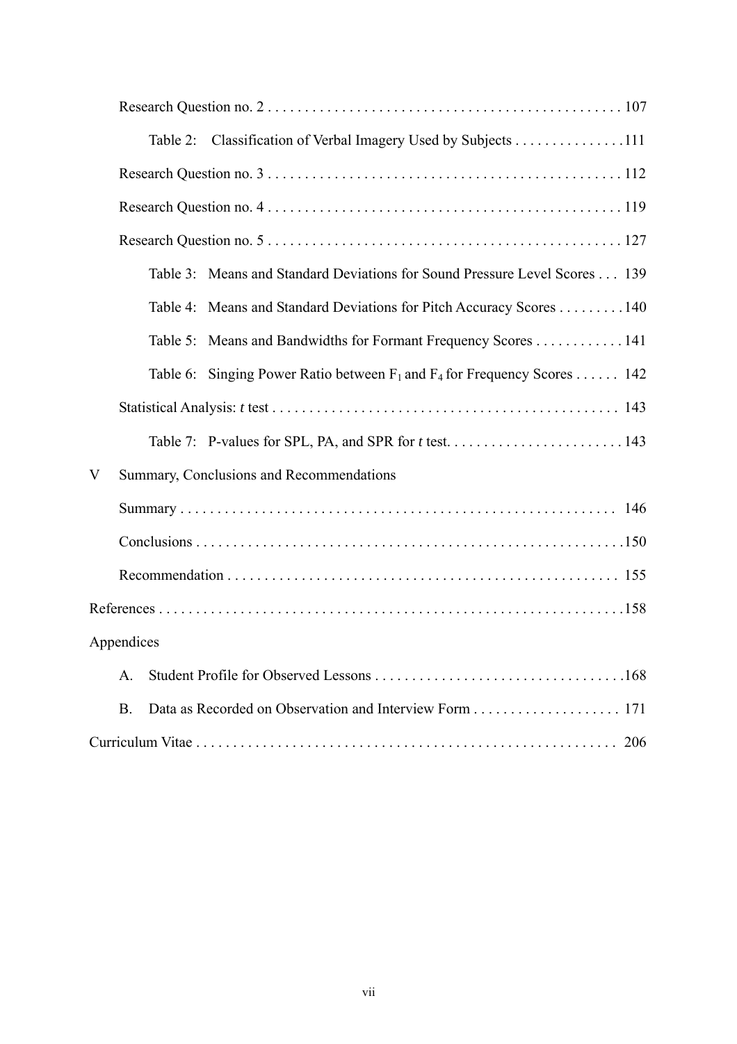Research Question no. 2 . . . . . . . . . . . . . . . . . . . . . . . . . . . . . . . . . . . . . . . . . . . . . . . 107

Table 2: Classification of Verbal Imagery Used by Subjects . . . . . . . . . . . . . . .111

Research Question no. 3 . . . . . . . . . . . . . . . . . . . . . . . . . . . . . . . . . . . . . . . . . . . . . . . 112

Research Question no. 4 . . . . . . . . . . . . . . . . . . . . . . . . . . . . . . . . . . . . . . . . . . . . . . . 119

Research Question no. 5 . . . . . . . . . . . . . . . . . . . . . . . . . . . . . . . . . . . . . . . . . . . . . . . 127

Table 3: Means and Standard Deviations for Sound Pressure Level Scores . . . 139

Table 4: Means and Standard Deviations for Pitch Accuracy Scores . . . . . . . . .140

Table 5: Means and Bandwidths for Formant Frequency Scores . . . . . . . . . . . . 141

Table 6: Singing Power Ratio between $F_1$ and $F_4$ for Frequency Scores . . . . . . 142

Statistical Analysis: *t* test . . . . . . . . . . . . . . . . . . . . . . . . . . . . . . . . . . . . . . . . . . . . . . 143

Table 7: P-values for SPL, PA, and SPR for *t* test. . . . . . . . . . . . . . . . . . . . . . . . 143

V Summary, Conclusions and Recommendations

Summary . . . . . . . . . . . . . . . . . . . . . . . . . . . . . . . . . . . . . . . . . . . . . . . . . . . . . . . . . . 146

Conclusions . . . . . . . . . . . . . . . . . . . . . . . . . . . . . . . . . . . . . . . . . . . . . . . . . . . . . . . . .150

Recommendation . . . . . . . . . . . . . . . . . . . . . . . . . . . . . . . . . . . . . . . . . . . . . . . . . . . . 155

References . . . . . . . . . . . . . . . . . . . . . . . . . . . . . . . . . . . . . . . . . . . . . . . . . . . . . . . . . . . . .158

Appendices

A. Student Profile for Observed Lessons . . . . . . . . . . . . . . . . . . . . . . . . . . . . . . . . . .168

B. Data as Recorded on Observation and Interview Form . . . . . . . . . . . . . . . . . . . . 171

Curriculum Vitae . . . . . . . . . . . . . . . . . . . . . . . . . . . . . . . . . . . . . . . . . . . . . . . . . . . . . . . 206